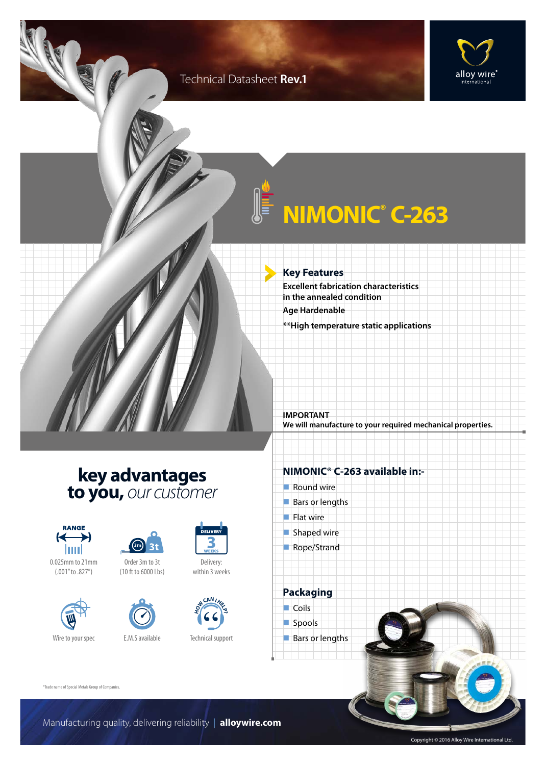Technical Datasheet **Rev.1**

# NIMONIC® C-263

## Key Features

**Excellent fabrication characteristics in the annealed condition**

**Age Hardenable**

**\*\*High temperature static applications**

**IMPORTANT**
**We will manufacture to your required mechanical properties.**

## key advantages to you, *our customer*

- RANGE: 0.025mm to 21mm (.001" to .827")
- Order 3m to 3t (10 ft to 6000 Lbs)
- Delivery: within 3 weeks
- Wire to your spec
- E.M.S available
- Technical support

## NIMONIC® C-263 available in:-

- Round wire
- Bars or lengths
- Flat wire
- Shaped wire
- Rope/Strand

## Packaging

- Coils
- Spools
- Bars or lengths

®Trade name of Special Metals Group of Companies.

Manufacturing quality, delivering reliability | **alloywire.com**

Copyright © 2016 Alloy Wire International Ltd.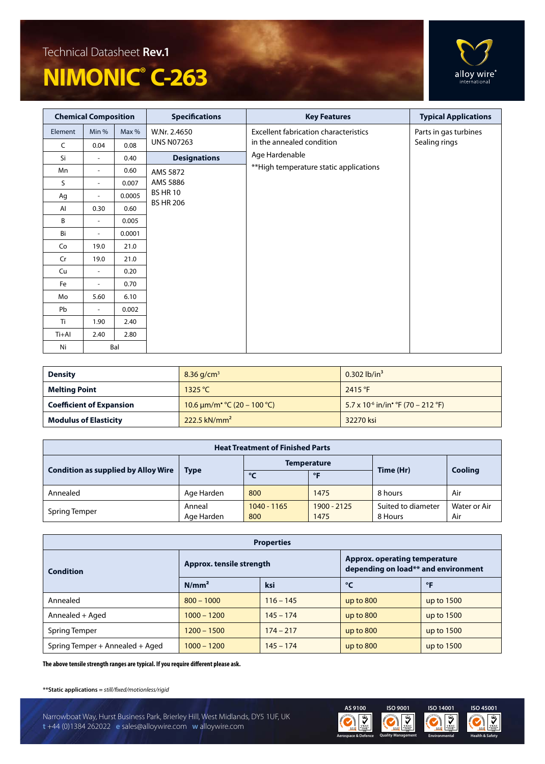Technical Datasheet **Rev.1**

# NIMONIC® C-263

| Chemical Composition | | | Specifications | Key Features | Typical Applications |
|---|---|---|---|---|---|
| Element | Min % | Max % | W.Nr. 2.4650<br>UNS N07263 | Excellent fabrication characteristics in the annealed condition<br>Age Hardenable<br>**High temperature static applications | Parts in gas turbines<br>Sealing rings |
| C | 0.04 | 0.08 | | | |
| Si | - | 0.40 | **Designations** | | |
| Mn | - | 0.60 | AMS 5872<br>AMS 5886<br>BS HR 10<br>BS HR 206 | | |
| S | - | 0.007 | | | |
| Ag | - | 0.0005 | | | |
| Al | 0.30 | 0.60 | | | |
| B | - | 0.005 | | | |
| Bi | - | 0.0001 | | | |
| Co | 19.0 | 21.0 | | | |
| Cr | 19.0 | 21.0 | | | |
| Cu | - | 0.20 | | | |
| Fe | - | 0.70 | | | |
| Mo | 5.60 | 6.10 | | | |
| Pb | - | 0.002 | | | |
| Ti | 1.90 | 2.40 | | | |
| Ti+Al | 2.40 | 2.80 | | | |
| Ni | Bal | | | | |

| | | |
|---|---|---|
| **Density** | 8.36 g/cm³ | 0.302 lb/in³ |
| **Melting Point** | 1325 °C | 2415 °F |
| **Coefficient of Expansion** | 10.6 μm/m° °C (20 – 100 °C) | 5.7 x $10^{-6}$ in/in° °F (70 – 212 °F) |
| **Modulus of Elasticity** | 222.5 kN/mm² | 32270 ksi |

| Heat Treatment of Finished Parts | | | | | |
|---|---|---|---|---|---|
| **Condition as supplied by Alloy Wire** | **Type** | **Temperature** | | **Time (Hr)** | **Cooling** |
| | | **°C** | **°F** | | |
| Annealed | Age Harden | 800 | 1475 | 8 hours | Air |
| Spring Temper | Anneal<br>Age Harden | 1040 - 1165<br>800 | 1900 - 2125<br>1475 | Suited to diameter<br>8 Hours | Water or Air<br>Air |

| Properties | | | | |
|---|---|---|---|---|
| **Condition** | **Approx. tensile strength** | | **Approx. operating temperature depending on load** and environment** | |
| | **N/mm²** | **ksi** | **°C** | **°F** |
| Annealed | 800 – 1000 | 116 – 145 | up to 800 | up to 1500 |
| Annealed + Aged | 1000 – 1200 | 145 – 174 | up to 800 | up to 1500 |
| Spring Temper | 1200 – 1500 | 174 – 217 | up to 800 | up to 1500 |
| Spring Temper + Annealed + Aged | 1000 – 1200 | 145 – 174 | up to 800 | up to 1500 |

**The above tensile strength ranges are typical. If you require different please ask.**

****Static applications** = *still/fixed/motionless/rigid*

Narrowboat Way, Hurst Business Park, Brierley Hill, West Midlands, DY5 1UF, UK
t +44 (0)1384 262022 e sales@alloywire.com w alloywire.com

AS 9100 Aerospace & Defence | ISO 9001 Quality Management | ISO 14001 Environmental | ISO 45001 Health & Safety